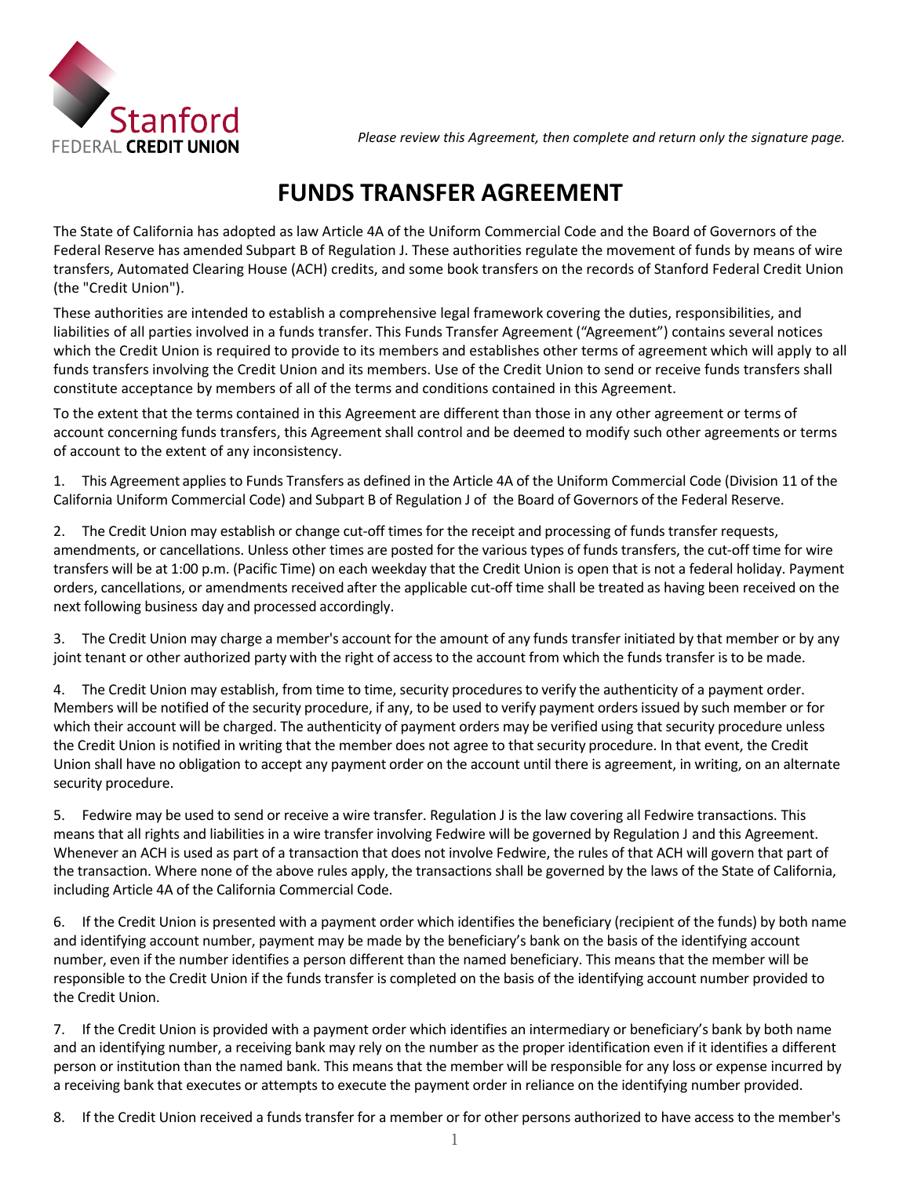Stanford FEDERAL CREDIT UNION

*Please review this Agreement, then complete and return only the signature page.*

# FUNDS TRANSFER AGREEMENT

The State of California has adopted as law Article 4A of the Uniform Commercial Code and the Board of Governors of the Federal Reserve has amended Subpart B of Regulation J. These authorities regulate the movement of funds by means of wire transfers, Automated Clearing House (ACH) credits, and some book transfers on the records of Stanford Federal Credit Union (the "Credit Union").

These authorities are intended to establish a comprehensive legal framework covering the duties, responsibilities, and liabilities of all parties involved in a funds transfer. This Funds Transfer Agreement ("Agreement") contains several notices which the Credit Union is required to provide to its members and establishes other terms of agreement which will apply to all funds transfers involving the Credit Union and its members. Use of the Credit Union to send or receive funds transfers shall constitute acceptance by members of all of the terms and conditions contained in this Agreement.

To the extent that the terms contained in this Agreement are different than those in any other agreement or terms of account concerning funds transfers, this Agreement shall control and be deemed to modify such other agreements or terms of account to the extent of any inconsistency.

1. This Agreement applies to Funds Transfers as defined in the Article 4A of the Uniform Commercial Code (Division 11 of the California Uniform Commercial Code) and Subpart B of Regulation J of the Board of Governors of the Federal Reserve.

2. The Credit Union may establish or change cut-off times for the receipt and processing of funds transfer requests, amendments, or cancellations. Unless other times are posted for the various types of funds transfers, the cut-off time for wire transfers will be at 1:00 p.m. (Pacific Time) on each weekday that the Credit Union is open that is not a federal holiday. Payment orders, cancellations, or amendments received after the applicable cut-off time shall be treated as having been received on the next following business day and processed accordingly.

3. The Credit Union may charge a member's account for the amount of any funds transfer initiated by that member or by any joint tenant or other authorized party with the right of access to the account from which the funds transfer is to be made.

4. The Credit Union may establish, from time to time, security procedures to verify the authenticity of a payment order. Members will be notified of the security procedure, if any, to be used to verify payment orders issued by such member or for which their account will be charged. The authenticity of payment orders may be verified using that security procedure unless the Credit Union is notified in writing that the member does not agree to that security procedure. In that event, the Credit Union shall have no obligation to accept any payment order on the account until there is agreement, in writing, on an alternate security procedure.

5. Fedwire may be used to send or receive a wire transfer. Regulation J is the law covering all Fedwire transactions. This means that all rights and liabilities in a wire transfer involving Fedwire will be governed by Regulation J and this Agreement. Whenever an ACH is used as part of a transaction that does not involve Fedwire, the rules of that ACH will govern that part of the transaction. Where none of the above rules apply, the transactions shall be governed by the laws of the State of California, including Article 4A of the California Commercial Code.

6. If the Credit Union is presented with a payment order which identifies the beneficiary (recipient of the funds) by both name and identifying account number, payment may be made by the beneficiary's bank on the basis of the identifying account number, even if the number identifies a person different than the named beneficiary. This means that the member will be responsible to the Credit Union if the funds transfer is completed on the basis of the identifying account number provided to the Credit Union.

7. If the Credit Union is provided with a payment order which identifies an intermediary or beneficiary's bank by both name and an identifying number, a receiving bank may rely on the number as the proper identification even if it identifies a different person or institution than the named bank. This means that the member will be responsible for any loss or expense incurred by a receiving bank that executes or attempts to execute the payment order in reliance on the identifying number provided.

8. If the Credit Union received a funds transfer for a member or for other persons authorized to have access to the member's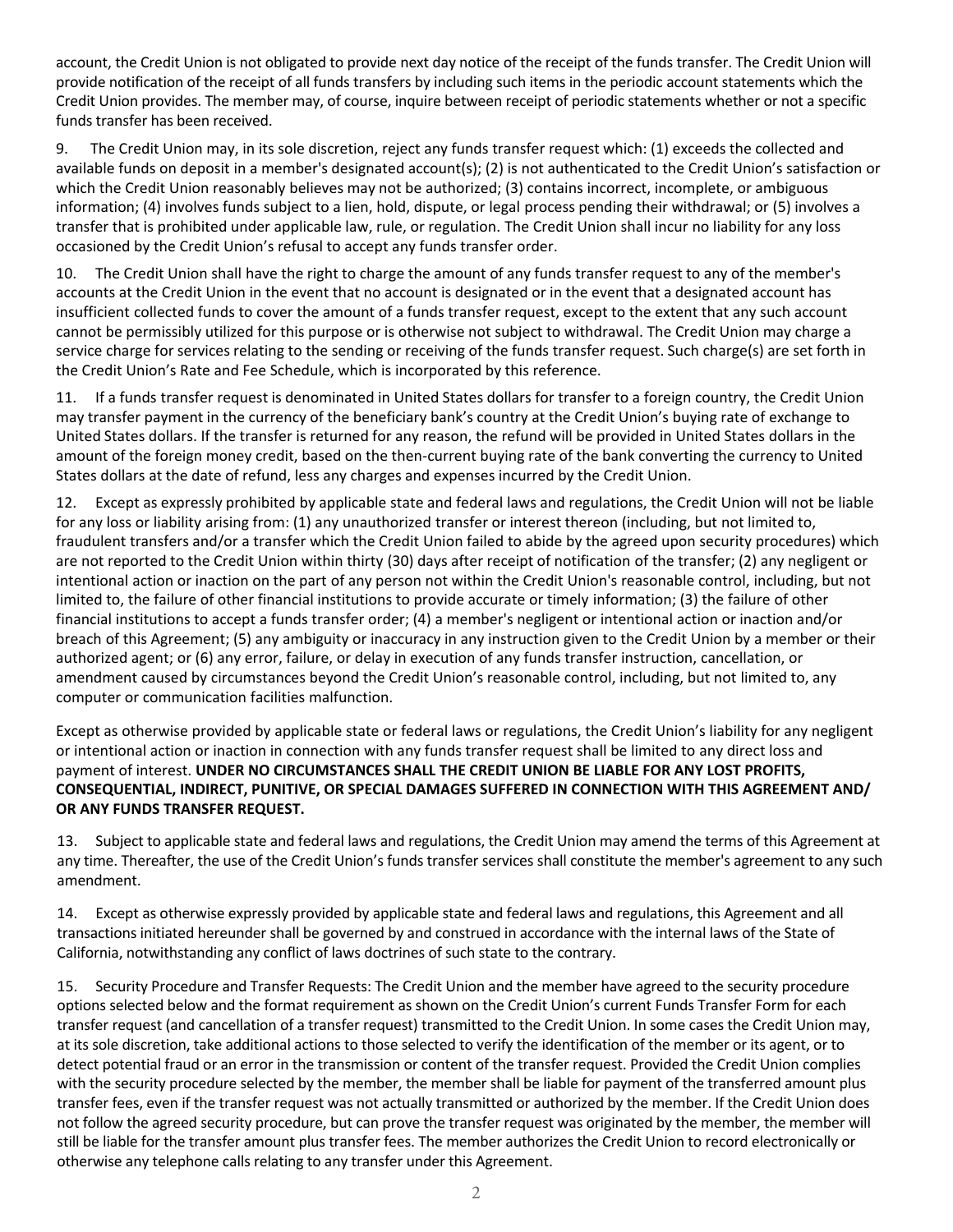account, the Credit Union is not obligated to provide next day notice of the receipt of the funds transfer. The Credit Union will provide notification of the receipt of all funds transfers by including such items in the periodic account statements which the Credit Union provides. The member may, of course, inquire between receipt of periodic statements whether or not a specific funds transfer has been received.

9. The Credit Union may, in its sole discretion, reject any funds transfer request which: (1) exceeds the collected and available funds on deposit in a member's designated account(s); (2) is not authenticated to the Credit Union's satisfaction or which the Credit Union reasonably believes may not be authorized; (3) contains incorrect, incomplete, or ambiguous information; (4) involves funds subject to a lien, hold, dispute, or legal process pending their withdrawal; or (5) involves a transfer that is prohibited under applicable law, rule, or regulation. The Credit Union shall incur no liability for any loss occasioned by the Credit Union's refusal to accept any funds transfer order.

10. The Credit Union shall have the right to charge the amount of any funds transfer request to any of the member's accounts at the Credit Union in the event that no account is designated or in the event that a designated account has insufficient collected funds to cover the amount of a funds transfer request, except to the extent that any such account cannot be permissibly utilized for this purpose or is otherwise not subject to withdrawal. The Credit Union may charge a service charge for services relating to the sending or receiving of the funds transfer request. Such charge(s) are set forth in the Credit Union's Rate and Fee Schedule, which is incorporated by this reference.

11. If a funds transfer request is denominated in United States dollars for transfer to a foreign country, the Credit Union may transfer payment in the currency of the beneficiary bank's country at the Credit Union's buying rate of exchange to United States dollars. If the transfer is returned for any reason, the refund will be provided in United States dollars in the amount of the foreign money credit, based on the then-current buying rate of the bank converting the currency to United States dollars at the date of refund, less any charges and expenses incurred by the Credit Union.

12. Except as expressly prohibited by applicable state and federal laws and regulations, the Credit Union will not be liable for any loss or liability arising from: (1) any unauthorized transfer or interest thereon (including, but not limited to, fraudulent transfers and/or a transfer which the Credit Union failed to abide by the agreed upon security procedures) which are not reported to the Credit Union within thirty (30) days after receipt of notification of the transfer; (2) any negligent or intentional action or inaction on the part of any person not within the Credit Union's reasonable control, including, but not limited to, the failure of other financial institutions to provide accurate or timely information; (3) the failure of other financial institutions to accept a funds transfer order; (4) a member's negligent or intentional action or inaction and/or breach of this Agreement; (5) any ambiguity or inaccuracy in any instruction given to the Credit Union by a member or their authorized agent; or (6) any error, failure, or delay in execution of any funds transfer instruction, cancellation, or amendment caused by circumstances beyond the Credit Union's reasonable control, including, but not limited to, any computer or communication facilities malfunction.

Except as otherwise provided by applicable state or federal laws or regulations, the Credit Union's liability for any negligent or intentional action or inaction in connection with any funds transfer request shall be limited to any direct loss and payment of interest. **UNDER NO CIRCUMSTANCES SHALL THE CREDIT UNION BE LIABLE FOR ANY LOST PROFITS, CONSEQUENTIAL, INDIRECT, PUNITIVE, OR SPECIAL DAMAGES SUFFERED IN CONNECTION WITH THIS AGREEMENT AND/ OR ANY FUNDS TRANSFER REQUEST.**

13. Subject to applicable state and federal laws and regulations, the Credit Union may amend the terms of this Agreement at any time. Thereafter, the use of the Credit Union's funds transfer services shall constitute the member's agreement to any such amendment.

14. Except as otherwise expressly provided by applicable state and federal laws and regulations, this Agreement and all transactions initiated hereunder shall be governed by and construed in accordance with the internal laws of the State of California, notwithstanding any conflict of laws doctrines of such state to the contrary.

15. Security Procedure and Transfer Requests: The Credit Union and the member have agreed to the security procedure options selected below and the format requirement as shown on the Credit Union's current Funds Transfer Form for each transfer request (and cancellation of a transfer request) transmitted to the Credit Union. In some cases the Credit Union may, at its sole discretion, take additional actions to those selected to verify the identification of the member or its agent, or to detect potential fraud or an error in the transmission or content of the transfer request. Provided the Credit Union complies with the security procedure selected by the member, the member shall be liable for payment of the transferred amount plus transfer fees, even if the transfer request was not actually transmitted or authorized by the member. If the Credit Union does not follow the agreed security procedure, but can prove the transfer request was originated by the member, the member will still be liable for the transfer amount plus transfer fees. The member authorizes the Credit Union to record electronically or otherwise any telephone calls relating to any transfer under this Agreement.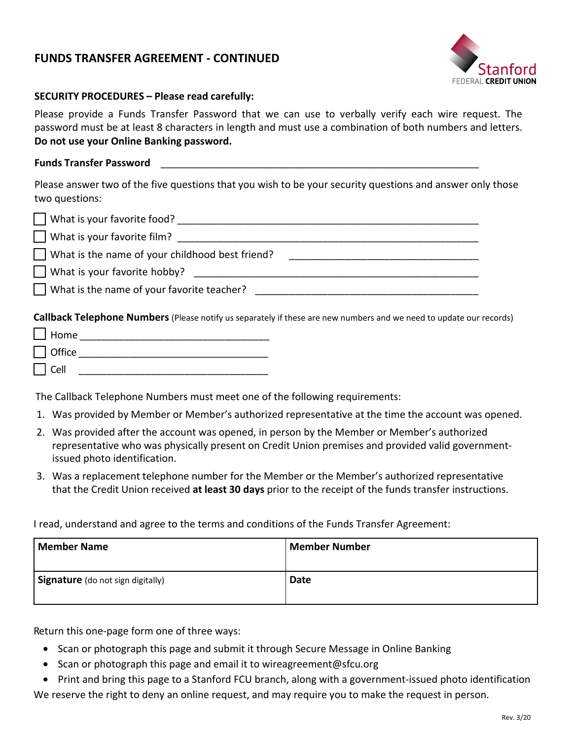## FUNDS TRANSFER AGREEMENT - CONTINUED

Stanford FEDERAL **CREDIT UNION**

**SECURITY PROCEDURES – Please read carefully:**

Please provide a Funds Transfer Password that we can use to verbally verify each wire request. The password must be at least 8 characters in length and must use a combination of both numbers and letters. **Do not use your Online Banking password.**

**Funds Transfer Password** ____________________________________________________________

Please answer two of the five questions that you wish to be your security questions and answer only those two questions:

- ☐ What is your favorite food? ____________________________________________________
- ☐ What is your favorite film? ____________________________________________________
- ☐ What is the name of your childhood best friend? ________________________________
- ☐ What is your favorite hobby? __________________________________________________
- ☐ What is the name of your favorite teacher? ______________________________________

**Callback Telephone Numbers** (Please notify us separately if these are new numbers and we need to update our records)

- ☐ Home ________________________________
- ☐ Office ________________________________
- ☐ Cell ________________________________

The Callback Telephone Numbers must meet one of the following requirements:

1. Was provided by Member or Member's authorized representative at the time the account was opened.
2. Was provided after the account was opened, in person by the Member or Member's authorized representative who was physically present on Credit Union premises and provided valid government-issued photo identification.
3. Was a replacement telephone number for the Member or the Member's authorized representative that the Credit Union received **at least 30 days** prior to the receipt of the funds transfer instructions.

I read, understand and agree to the terms and conditions of the Funds Transfer Agreement:

| | |
|---|---|
| **Member Name** | **Member Number** |
| **Signature** (do not sign digitally) | **Date** |

Return this one-page form one of three ways:

- Scan or photograph this page and submit it through Secure Message in Online Banking
- Scan or photograph this page and email it to wireagreement@sfcu.org
- Print and bring this page to a Stanford FCU branch, along with a government-issued photo identification

We reserve the right to deny an online request, and may require you to make the request in person.

Rev. 3/20